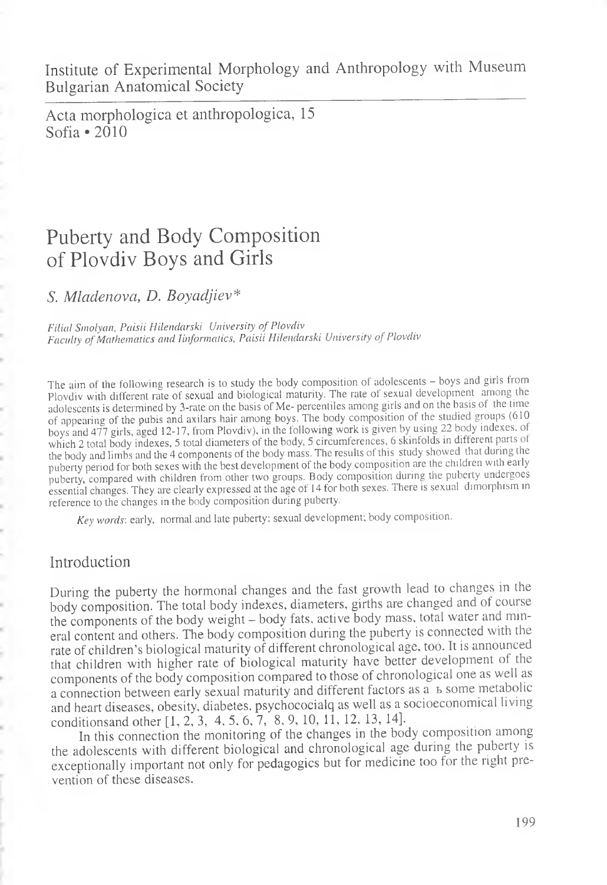Institute of Experimental Morphology and Anthropology with Museum
Bulgarian Anatomical Society

Acta morphologica et anthropologica, 15
Sofia • 2010

# Puberty and Body Composition of Plovdiv Boys and Girls

*S. Mladenova, D. Boyadjiev\**

*Filial Smolyan, Paisii Hilendarski University of Plovdiv*
*Faculty of Mathematics and Informatics, Paisii Hilendarski University of Plovdiv*

The aim of the following research is to study the body composition of adolescents – boys and girls from Plovdiv with different rate of sexual and biological maturity. The rate of sexual development among the adolescents is determined by 3-rate on the basis of Me- percentiles among girls and on the basis of the time of appearing of the pubis and axilars hair among boys. The body composition of the studied groups (610 boys and 477 girls, aged 12-17, from Plovdiv), in the following work is given by using 22 body indexes, of which 2 total body indexes, 5 total diameters of the body, 5 circumferences, 6 skinfolds in different parts of the body and limbs and the 4 components of the body mass. The results of this study showed that during the puberty period for both sexes with the best development of the body composition are the children with early puberty, compared with children from other two groups. Body composition during the puberty undergoes essential changes. They are clearly expressed at the age of 14 for both sexes. There is sexual dimorphism in reference to the changes in the body composition during puberty.

*Key words*: early, normal and late puberty; sexual development; body composition.

## Introduction

During the puberty the hormonal changes and the fast growth lead to changes in the body composition. The total body indexes, diameters, girths are changed and of course the components of the body weight – body fats, active body mass, total water and mineral content and others. The body composition during the puberty is connected with the rate of children's biological maturity of different chronological age, too. It is announced that children with higher rate of biological maturity have better development of the components of the body composition compared to those of chronological one as well as a connection between early sexual maturity and different factors as a ь some metabolic and heart diseases, obesity, diabetes, psychococialq as well as a socioeconomical living conditionsand other [1, 2, 3, 4, 5, 6, 7, 8, 9, 10, 11, 12, 13, 14].

In this connection the monitoring of the changes in the body composition among the adolescents with different biological and chronological age during the puberty is exceptionally important not only for pedagogics but for medicine too for the right prevention of these diseases.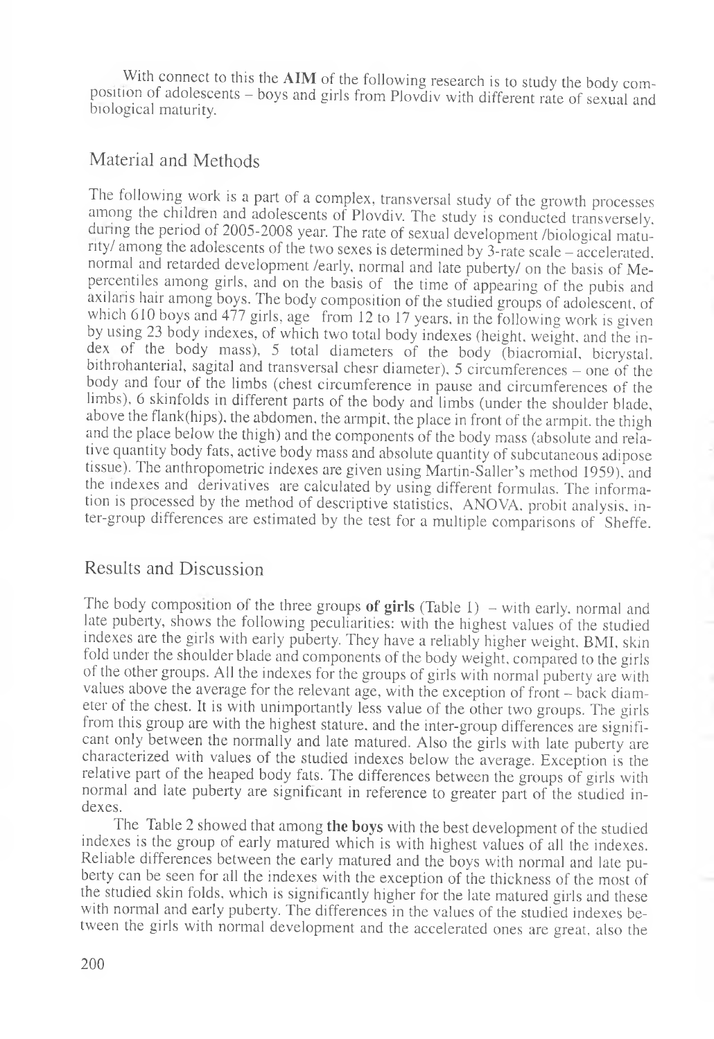With connect to this the **AIM** of the following research is to study the body composition of adolescents – boys and girls from Plovdiv with different rate of sexual and biological maturity.

## Material and Methods

The following work is a part of a complex, transversal study of the growth processes among the children and adolescents of Plovdiv. The study is conducted transversely, during the period of 2005-2008 year. The rate of sexual development /biological maturity/ among the adolescents of the two sexes is determined by 3-rate scale – accelerated, normal and retarded development /early, normal and late puberty/ on the basis of Me-percentiles among girls, and on the basis of the time of appearing of the pubis and axilaris hair among boys. The body composition of the studied groups of adolescent, of which 610 boys and 477 girls, age from 12 to 17 years, in the following work is given by using 23 body indexes, of which two total body indexes (height, weight, and the index of the body mass), 5 total diameters of the body (biacromial, bicrystal, bithrohanterial, sagital and transversal chesr diameter), 5 circumferences – one of the body and four of the limbs (chest circumference in pause and circumferences of the limbs), 6 skinfolds in different parts of the body and limbs (under the shoulder blade, above the flank(hips), the abdomen, the armpit, the place in front of the armpit, the thigh and the place below the thigh) and the components of the body mass (absolute and relative quantity body fats, active body mass and absolute quantity of subcutaneous adipose tissue). The anthropometric indexes are given using Martin-Saller's method 1959), and the indexes and derivatives are calculated by using different formulas. The information is processed by the method of descriptive statistics, ANOVA, probit analysis, inter-group differences are estimated by the test for a multiple comparisons of Sheffe.

## Results and Discussion

The body composition of the three groups **of girls** (Table 1) – with early, normal and late puberty, shows the following peculiarities: with the highest values of the studied indexes are the girls with early puberty. They have a reliably higher weight, BMI, skin fold under the shoulder blade and components of the body weight, compared to the girls of the other groups. All the indexes for the groups of girls with normal puberty are with values above the average for the relevant age, with the exception of front – back diameter of the chest. It is with unimportantly less value of the other two groups. The girls from this group are with the highest stature, and the inter-group differences are significant only between the normally and late matured. Also the girls with late puberty are characterized with values of the studied indexes below the average. Exception is the relative part of the heaped body fats. The differences between the groups of girls with normal and late puberty are significant in reference to greater part of the studied indexes.

The Table 2 showed that among **the boys** with the best development of the studied indexes is the group of early matured which is with highest values of all the indexes. Reliable differences between the early matured and the boys with normal and late puberty can be seen for all the indexes with the exception of the thickness of the most of the studied skin folds, which is significantly higher for the late matured girls and these with normal and early puberty. The differences in the values of the studied indexes between the girls with normal development and the accelerated ones are great, also the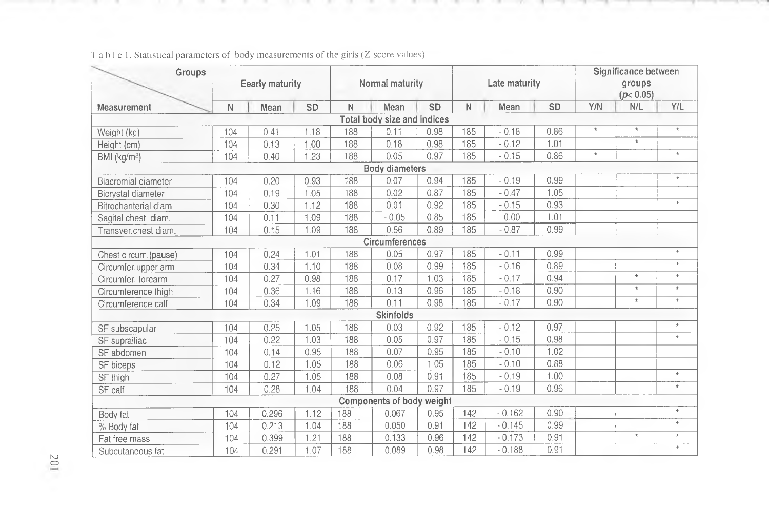Table 1. Statistical parameters of body measurements of the girls (Z-score values)

| Measurement | Eearly maturity | | | Normal maturity | | | Late maturity | | | Significance between groups ($p < 0.05$) | | |
|---|---|---|---|---|---|---|---|---|---|---|---|---|
| | N | Mean | SD | N | Mean | SD | N | Mean | SD | Y/N | N/L | Y/L |
| **Total body size and indices** | | | | | | | | | | | | |
| Weight (kg) | 104 | 0.41 | 1.18 | 188 | 0.11 | 0.98 | 185 | - 0.18 | 0.86 | * | * | * |
| Height (cm) | 104 | 0.13 | 1.00 | 188 | 0.18 | 0.98 | 185 | - 0.12 | 1.01 | | * | |
| BMI (kg/m$^2$) | 104 | 0.40 | 1.23 | 188 | 0.05 | 0.97 | 185 | - 0.15 | 0.86 | * | | * |
| **Body diameters** | | | | | | | | | | | | |
| Biacromial diameter | 104 | 0.20 | 0.93 | 188 | 0.07 | 0.94 | 185 | - 0.19 | 0.99 | | | * |
| Bicrystal diameter | 104 | 0.19 | 1.05 | 188 | 0.02 | 0.87 | 185 | - 0.47 | 1.05 | | | |
| Bitrochanterial diam | 104 | 0.30 | 1.12 | 188 | 0.01 | 0.92 | 185 | - 0.15 | 0.93 | | | * |
| Sagital chest diam. | 104 | 0.11 | 1.09 | 188 | - 0.05 | 0.85 | 185 | 0.00 | 1.01 | | | |
| Transver.chest diam. | 104 | 0.15 | 1.09 | 188 | 0.56 | 0.89 | 185 | - 0.87 | 0.99 | | | |
| **Circumferences** | | | | | | | | | | | | |
| Chest circum.(pause) | 104 | 0.24 | 1.01 | 188 | 0.05 | 0.97 | 185 | - 0.11 | 0.99 | | | * |
| Circumfer.upper arm | 104 | 0.34 | 1.10 | 188 | 0.08 | 0.99 | 185 | - 0.16 | 0.89 | | | * |
| Circumfer. forearm | 104 | 0.27 | 0.98 | 188 | 0.17 | 1.03 | 185 | - 0.17 | 0.94 | | * | * |
| Circumference thigh | 104 | 0.36 | 1.16 | 188 | 0.13 | 0.96 | 185 | - 0.18 | 0.90 | | * | * |
| Circumference calf | 104 | 0.34 | 1.09 | 188 | 0.11 | 0.98 | 185 | - 0.17 | 0.90 | | * | * |
| **Skinfolds** | | | | | | | | | | | | |
| SF subscapular | 104 | 0.25 | 1.05 | 188 | 0.03 | 0.92 | 185 | - 0.12 | 0.97 | | | * |
| SF suprailiac | 104 | 0.22 | 1.03 | 188 | 0.05 | 0.97 | 185 | - 0.15 | 0.98 | | | * |
| SF abdomen | 104 | 0.14 | 0.95 | 188 | 0.07 | 0.95 | 185 | - 0.10 | 1.02 | | | |
| SF biceps | 104 | 0.12 | 1.05 | 188 | 0.06 | 1.05 | 185 | - 0.10 | 0.88 | | | |
| SF thigh | 104 | 0.27 | 1.05 | 188 | 0.08 | 0.91 | 185 | - 0.19 | 1.00 | | | * |
| SF calf | 104 | 0.28 | 1.04 | 188 | 0.04 | 0.97 | 185 | - 0.19 | 0.96 | | | * |
| **Components of body weight** | | | | | | | | | | | | |
| Body fat | 104 | 0.296 | 1.12 | 188 | 0.067 | 0.95 | 142 | - 0.162 | 0.90 | | | * |
| % Body fat | 104 | 0.213 | 1.04 | 188 | 0.050 | 0.91 | 142 | - 0.145 | 0.99 | | | * |
| Fat free mass | 104 | 0.399 | 1.21 | 188 | 0.133 | 0.96 | 142 | - 0.173 | 0.91 | | * | * |
| Subcutaneous fat | 104 | 0.291 | 1.07 | 188 | 0.089 | 0.98 | 142 | - 0.188 | 0.91 | | | * |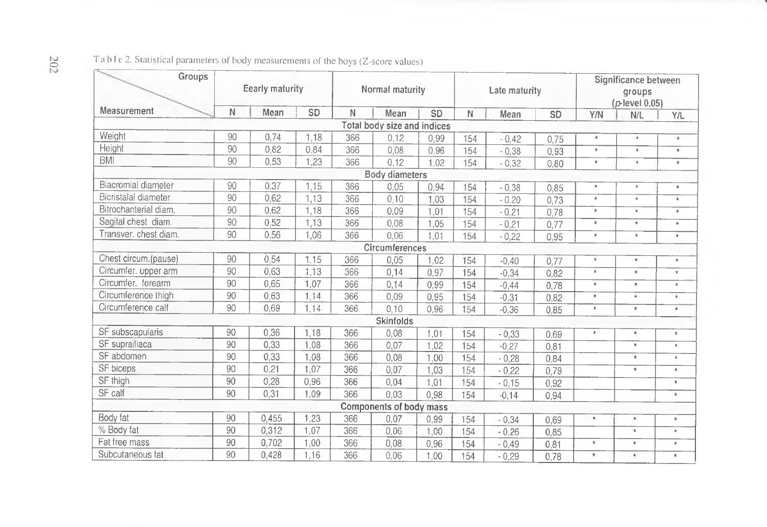Table 2. Statistical parameters of body measurements of the boys (Z-score values)

| Measurement \ Groups | Eearly maturity | | | Normal maturity | | | Late maturity | | | Significance between groups (*p*-level 0,05) | | |
|---|---|---|---|---|---|---|---|---|---|---|---|---|
| | N | Mean | SD | N | Mean | SD | N | Mean | SD | Y/N | N/L | Y/L |
| **Total body size and indices** | | | | | | | | | | | | |
| Weight | 90 | 0,74 | 1,18 | 366 | 0,12 | 0,99 | 154 | - 0,42 | 0,75 | * | * | * |
| Height | 90 | 0,82 | 0,84 | 366 | 0,08 | 0,96 | 154 | - 0,38 | 0,93 | * | * | * |
| BMI | 90 | 0,53 | 1,23 | 366 | 0,12 | 1,02 | 154 | - 0,32 | 0,80 | * | * | * |
| **Body diameters** | | | | | | | | | | | | |
| Biacromial diameter | 90 | 0,37 | 1,15 | 366 | 0,05 | 0,94 | 154 | - 0,38 | 0,85 | * | * | * |
| Bicristalal diameter | 90 | 0,62 | 1,13 | 366 | 0,10 | 1,03 | 154 | - 0,20 | 0,73 | * | * | * |
| Bitrochanterial diam. | 90 | 0,62 | 1,18 | 366 | 0,09 | 1,01 | 154 | - 0,21 | 0,78 | * | * | * |
| Sagital chest diam. | 90 | 0,52 | 1,13 | 366 | 0,08 | 1,05 | 154 | - 0,21 | 0,77 | * | * | * |
| Transver. chest diam. | 90 | 0,56 | 1,06 | 366 | 0,06 | 1,01 | 154 | - 0,22 | 0,95 | * | * | * |
| **Circumferences** | | | | | | | | | | | | |
| Chest circum.(pause) | 90 | 0,54 | 1,15 | 366 | 0,05 | 1,02 | 154 | -0,40 | 0,77 | * | * | * |
| Circumfer. upper arm | 90 | 0,63 | 1,13 | 366 | 0,14 | 0,97 | 154 | -0,34 | 0,82 | * | * | * |
| Circumfer. forearm | 90 | 0,65 | 1,07 | 366 | 0,14 | 0,99 | 154 | -0,44 | 0,78 | * | * | * |
| Circumference thigh | 90 | 0,63 | 1,14 | 366 | 0,09 | 0,95 | 154 | -0,31 | 0,82 | * | * | * |
| Circumference calf | 90 | 0,69 | 1,14 | 366 | 0,10 | 0,96 | 154 | -0,36 | 0,85 | * | * | * |
| **Skinfolds** | | | | | | | | | | | | |
| SF subscapularis | 90 | 0,36 | 1,18 | 366 | 0,08 | 1,01 | 154 | - 0,33 | 0,69 | * | * | * |
| SF suprailiaca | 90 | 0,33 | 1,08 | 366 | 0,07 | 1,02 | 154 | -0,27 | 0,81 | | * | * |
| SF abdomen | 90 | 0,33 | 1,08 | 366 | 0,08 | 1,00 | 154 | - 0,28 | 0,84 | | * | * |
| SF biceps | 90 | 0,21 | 1,07 | 366 | 0,07 | 1,03 | 154 | - 0,22 | 0,79 | | * | * |
| SF thigh | 90 | 0,28 | 0,96 | 366 | 0,04 | 1,01 | 154 | - 0,15 | 0,92 | | | * |
| SF calf | 90 | 0,31 | 1,09 | 366 | 0,03 | 0,98 | 154 | -0,14 | 0,94 | | | * |
| **Components of body mass** | | | | | | | | | | | | |
| Body fat | 90 | 0,455 | 1,23 | 366 | 0,07 | 0,99 | 154 | - 0,34 | 0,69 | * | * | * |
| % Body fat | 90 | 0,312 | 1,07 | 366 | 0,06 | 1,00 | 154 | - 0,26 | 0,85 | | * | * |
| Fat free mass | 90 | 0,702 | 1,00 | 366 | 0,08 | 0,96 | 154 | - 0,49 | 0,81 | * | * | * |
| Subcutaneous fat | 90 | 0,428 | 1,16 | 366 | 0,06 | 1,00 | 154 | - 0,29 | 0,78 | * | * | * |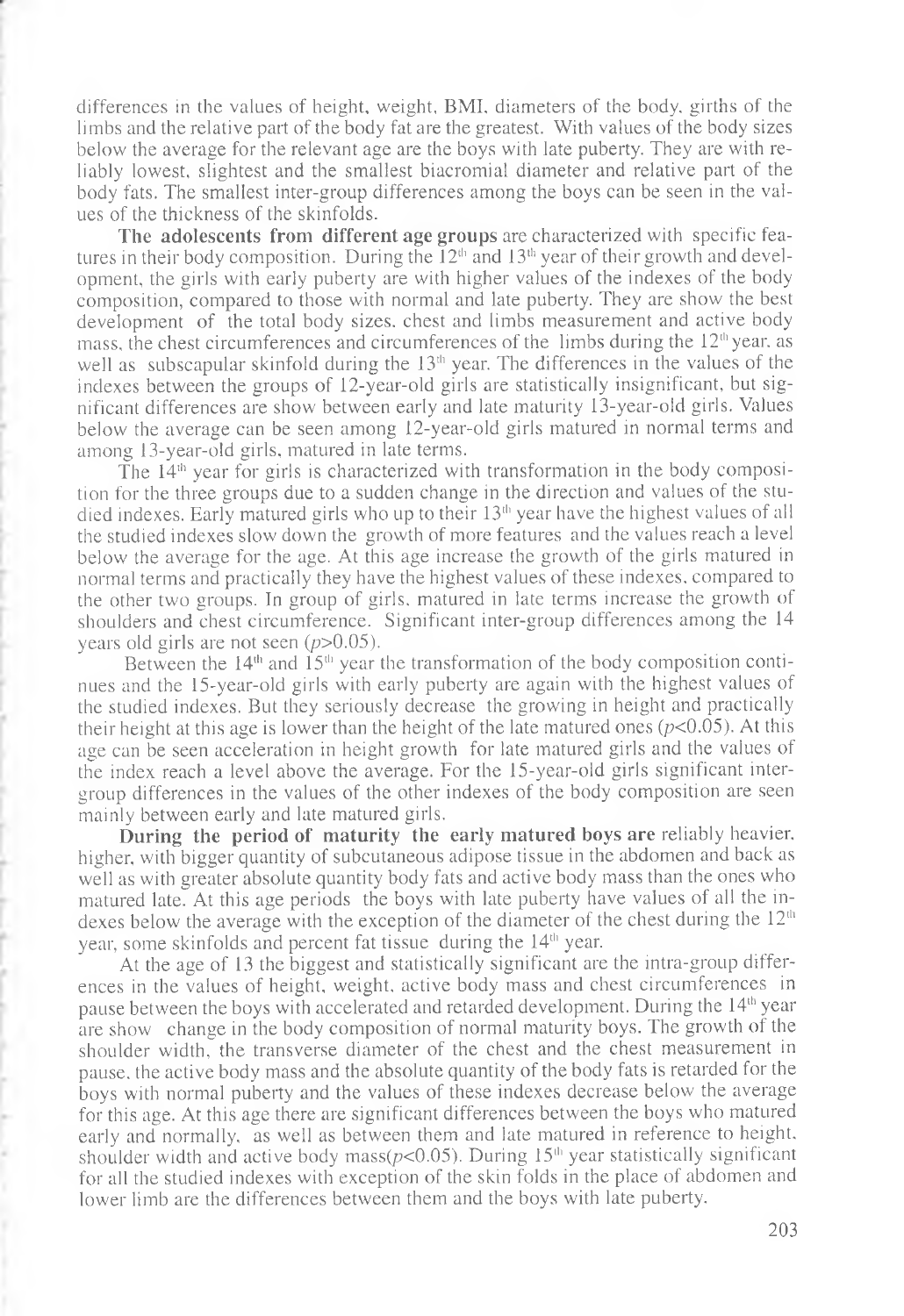differences in the values of height, weight, BMI, diameters of the body, girths of the limbs and the relative part of the body fat are the greatest. With values of the body sizes below the average for the relevant age are the boys with late puberty. They are with reliably lowest, slightest and the smallest biacromial diameter and relative part of the body fats. The smallest inter-group differences among the boys can be seen in the values of the thickness of the skinfolds.

**The adolescents from different age groups** are characterized with specific features in their body composition. During the 12[th] and 13[th] year of their growth and development, the girls with early puberty are with higher values of the indexes of the body composition, compared to those with normal and late puberty. They are show the best development of the total body sizes, chest and limbs measurement and active body mass, the chest circumferences and circumferences of the limbs during the 12[th] year, as well as subscapular skinfold during the 13[th] year. The differences in the values of the indexes between the groups of 12-year-old girls are statistically insignificant, but significant differences are show between early and late maturity 13-year-old girls. Values below the average can be seen among 12-year-old girls matured in normal terms and among 13-year-old girls, matured in late terms.

The 14[th] year for girls is characterized with transformation in the body composition for the three groups due to a sudden change in the direction and values of the studied indexes. Early matured girls who up to their 13[th] year have the highest values of all the studied indexes slow down the growth of more features and the values reach a level below the average for the age. At this age increase the growth of the girls matured in normal terms and practically they have the highest values of these indexes, compared to the other two groups. In group of girls, matured in late terms increase the growth of shoulders and chest circumference. Significant inter-group differences among the 14 years old girls are not seen ($p>0.05$).

Between the 14[th] and 15[th] year the transformation of the body composition continues and the 15-year-old girls with early puberty are again with the highest values of the studied indexes. But they seriously decrease the growing in height and practically their height at this age is lower than the height of the late matured ones ($p<0.05$). At this age can be seen acceleration in height growth for late matured girls and the values of the index reach a level above the average. For the 15-year-old girls significant inter-group differences in the values of the other indexes of the body composition are seen mainly between early and late matured girls.

**During the period of maturity the early matured boys are** reliably heavier, higher, with bigger quantity of subcutaneous adipose tissue in the abdomen and back as well as with greater absolute quantity body fats and active body mass than the ones who matured late. At this age periods the boys with late puberty have values of all the indexes below the average with the exception of the diameter of the chest during the 12[th] year, some skinfolds and percent fat tissue during the 14[th] year.

At the age of 13 the biggest and statistically significant are the intra-group differences in the values of height, weight, active body mass and chest circumferences in pause between the boys with accelerated and retarded development. During the 14[th] year are show change in the body composition of normal maturity boys. The growth of the shoulder width, the transverse diameter of the chest and the chest measurement in pause, the active body mass and the absolute quantity of the body fats is retarded for the boys with normal puberty and the values of these indexes decrease below the average for this age. At this age there are significant differences between the boys who matured early and normally, as well as between them and late matured in reference to height, shoulder width and active body mass($p<0.05$). During 15[th] year statistically significant for all the studied indexes with exception of the skin folds in the place of abdomen and lower limb are the differences between them and the boys with late puberty.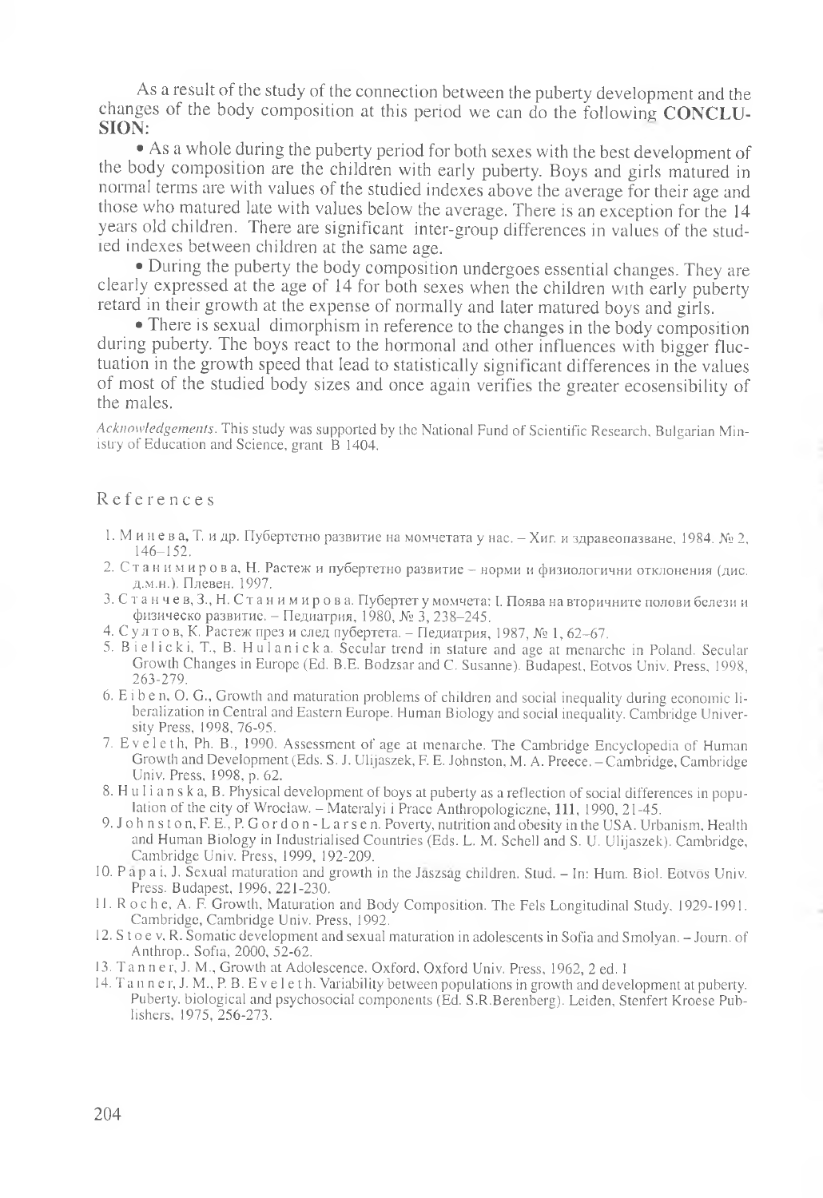As a result of the study of the connection between the puberty development and the changes of the body composition at this period we can do the following **CONCLUSION**:

• As a whole during the puberty period for both sexes with the best development of the body composition are the children with early puberty. Boys and girls matured in normal terms are with values of the studied indexes above the average for their age and those who matured late with values below the average. There is an exception for the 14 years old children. There are significant inter-group differences in values of the studied indexes between children at the same age.

• During the puberty the body composition undergoes essential changes. They are clearly expressed at the age of 14 for both sexes when the children with early puberty retard in their growth at the expense of normally and later matured boys and girls.

• There is sexual dimorphism in reference to the changes in the body composition during puberty. The boys react to the hormonal and other influences with bigger fluctuation in the growth speed that lead to statistically significant differences in the values of most of the studied body sizes and once again verifies the greater ecosensibility of the males.

*Acknowledgements*. This study was supported by the National Fund of Scientific Research, Bulgarian Ministry of Education and Science, grant B 1404.

## References

1. М и н е в а, Т. и др. Пубертетно развитие на момчетата у нас. – Хиг. и здравеопазване, 1984, № 2, 146–152.
2. С т а н и м и р о в а, Н. Растеж и пубертетно развитие – норми и физиологични отклонения (дис. д.м.н.). Плевен. 1997.
3. С т а н ч е в, З., Н. С т а н и м и р о в а. Пубертет у момчета: I. Поява на вторичните полови белези и физическо развитие. – Педиатрия, 1980, № 3, 238–245.
4. С у л т о в, К. Растеж през и след пубертета. – Педиатрия, 1987, № 1, 62–67.
5. B i e l i c k i, T., B. H u l a n i c k a. Secular trend in stature and age at menarche in Poland. Secular Growth Changes in Europe (Ed. B.E. Bodzsar and C. Susanne). Budapest, Eotvos Univ. Press, 1998, 263-279.
6. E i b e n, O. G., Growth and maturation problems of children and social inequality during economic liberalization in Central and Eastern Europe. Human Biology and social inequality. Cambridge University Press, 1998, 76-95.
7. E v e l e t h, Ph. B., 1990. Assessment of age at menarche. The Cambridge Encyclopedia of Human Growth and Development (Eds. S. J. Ulijaszek, F. E. Johnston, M. A. Preece. – Cambridge, Cambridge Univ. Press, 1998, p. 62.
8. H u l i a n s k a, B. Physical development of boys at puberty as a reflection of social differences in population of the city of Wroclaw. – Materalyi i Prace Anthropologiczne, **111**, 1990, 21-45.
9. J o h n s t o n, F. E., P. G o r d o n - L a r s e n. Poverty, nutrition and obesity in the USA. Urbanism, Health and Human Biology in Industrialised Countries (Eds. L. M. Schell and S. U. Ulijaszek). Cambridge, Cambridge Univ. Press, 1999, 192-209.
10. P a p a i, J. Sexual maturation and growth in the Jászság children. Stud. – In: Hum. Biol. Eotvös Univ. Press. Budapest, 1996, 221-230.
11. R o c h e, A. F. Growth, Maturation and Body Composition. The Fels Longitudinal Study. 1929-1991. Cambridge, Cambridge Univ. Press, 1992.
12. S t o e v, R. Somatic development and sexual maturation in adolescents in Sofia and Smolyan. – Journ. of Anthrop., Sofia, 2000, 52-62.
13. T a n n e r, J. M., Growth at Adolescence. Oxford, Oxford Univ. Press, 1962, 2 ed. I
14. T a n n e r, J. M., P. B. E v e l e t h. Variability between populations in growth and development at puberty. Puberty. biological and psychosocial components (Ed. S.R.Berenberg). Leiden, Stenfert Kroese Publishers, 1975, 256-273.